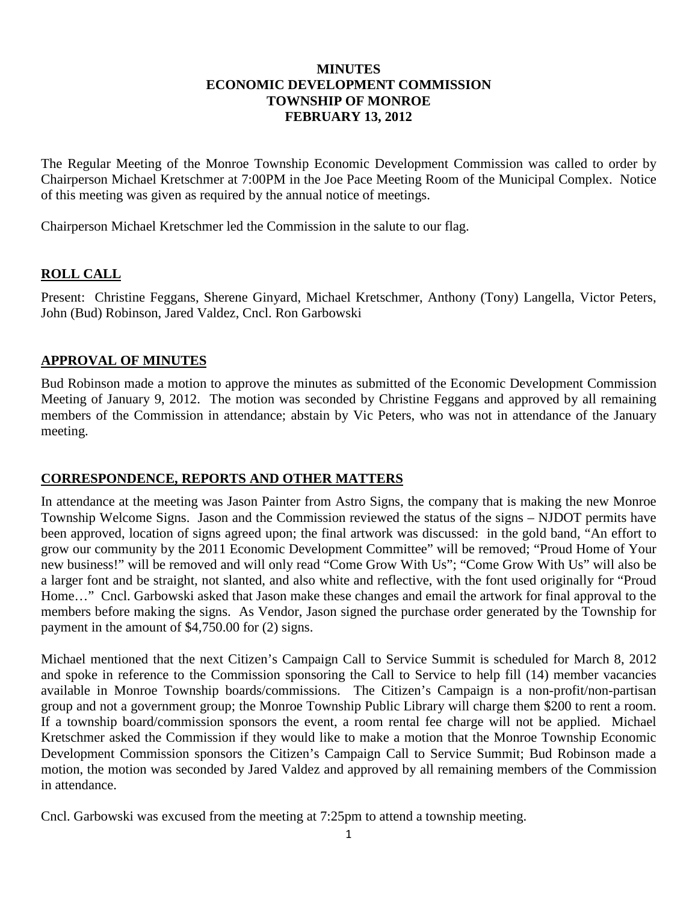**MINUTES**
**ECONOMIC DEVELOPMENT COMMISSION**
**TOWNSHIP OF MONROE**
**FEBRUARY 13, 2012**

The Regular Meeting of the Monroe Township Economic Development Commission was called to order by Chairperson Michael Kretschmer at 7:00PM in the Joe Pace Meeting Room of the Municipal Complex. Notice of this meeting was given as required by the annual notice of meetings.

Chairperson Michael Kretschmer led the Commission in the salute to our flag.

## ROLL CALL

Present: Christine Feggans, Sherene Ginyard, Michael Kretschmer, Anthony (Tony) Langella, Victor Peters, John (Bud) Robinson, Jared Valdez, Cncl. Ron Garbowski

## APPROVAL OF MINUTES

Bud Robinson made a motion to approve the minutes as submitted of the Economic Development Commission Meeting of January 9, 2012. The motion was seconded by Christine Feggans and approved by all remaining members of the Commission in attendance; abstain by Vic Peters, who was not in attendance of the January meeting.

## CORRESPONDENCE, REPORTS AND OTHER MATTERS

In attendance at the meeting was Jason Painter from Astro Signs, the company that is making the new Monroe Township Welcome Signs. Jason and the Commission reviewed the status of the signs – NJDOT permits have been approved, location of signs agreed upon; the final artwork was discussed: in the gold band, "An effort to grow our community by the 2011 Economic Development Committee" will be removed; "Proud Home of Your new business!" will be removed and will only read "Come Grow With Us"; "Come Grow With Us" will also be a larger font and be straight, not slanted, and also white and reflective, with the font used originally for "Proud Home…" Cncl. Garbowski asked that Jason make these changes and email the artwork for final approval to the members before making the signs. As Vendor, Jason signed the purchase order generated by the Township for payment in the amount of $4,750.00 for (2) signs.

Michael mentioned that the next Citizen's Campaign Call to Service Summit is scheduled for March 8, 2012 and spoke in reference to the Commission sponsoring the Call to Service to help fill (14) member vacancies available in Monroe Township boards/commissions. The Citizen's Campaign is a non-profit/non-partisan group and not a government group; the Monroe Township Public Library will charge them $200 to rent a room. If a township board/commission sponsors the event, a room rental fee charge will not be applied. Michael Kretschmer asked the Commission if they would like to make a motion that the Monroe Township Economic Development Commission sponsors the Citizen's Campaign Call to Service Summit; Bud Robinson made a motion, the motion was seconded by Jared Valdez and approved by all remaining members of the Commission in attendance.

Cncl. Garbowski was excused from the meeting at 7:25pm to attend a township meeting.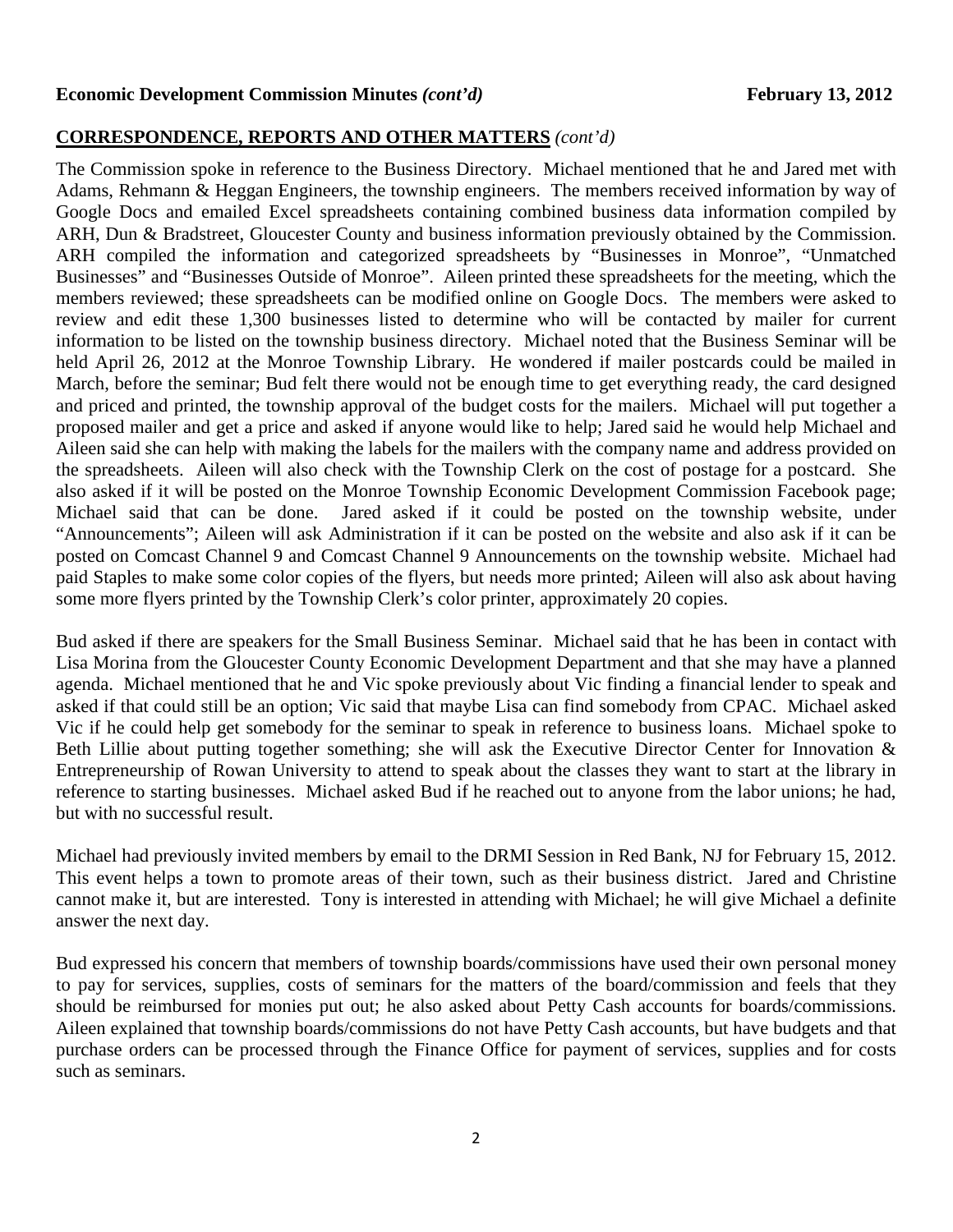**CORRESPONDENCE, REPORTS AND OTHER MATTERS** *(cont'd)*

The Commission spoke in reference to the Business Directory. Michael mentioned that he and Jared met with Adams, Rehmann & Heggan Engineers, the township engineers. The members received information by way of Google Docs and emailed Excel spreadsheets containing combined business data information compiled by ARH, Dun & Bradstreet, Gloucester County and business information previously obtained by the Commission. ARH compiled the information and categorized spreadsheets by "Businesses in Monroe", "Unmatched Businesses" and "Businesses Outside of Monroe". Aileen printed these spreadsheets for the meeting, which the members reviewed; these spreadsheets can be modified online on Google Docs. The members were asked to review and edit these 1,300 businesses listed to determine who will be contacted by mailer for current information to be listed on the township business directory. Michael noted that the Business Seminar will be held April 26, 2012 at the Monroe Township Library. He wondered if mailer postcards could be mailed in March, before the seminar; Bud felt there would not be enough time to get everything ready, the card designed and priced and printed, the township approval of the budget costs for the mailers. Michael will put together a proposed mailer and get a price and asked if anyone would like to help; Jared said he would help Michael and Aileen said she can help with making the labels for the mailers with the company name and address provided on the spreadsheets. Aileen will also check with the Township Clerk on the cost of postage for a postcard. She also asked if it will be posted on the Monroe Township Economic Development Commission Facebook page; Michael said that can be done. Jared asked if it could be posted on the township website, under "Announcements"; Aileen will ask Administration if it can be posted on the website and also ask if it can be posted on Comcast Channel 9 and Comcast Channel 9 Announcements on the township website. Michael had paid Staples to make some color copies of the flyers, but needs more printed; Aileen will also ask about having some more flyers printed by the Township Clerk's color printer, approximately 20 copies.

Bud asked if there are speakers for the Small Business Seminar. Michael said that he has been in contact with Lisa Morina from the Gloucester County Economic Development Department and that she may have a planned agenda. Michael mentioned that he and Vic spoke previously about Vic finding a financial lender to speak and asked if that could still be an option; Vic said that maybe Lisa can find somebody from CPAC. Michael asked Vic if he could help get somebody for the seminar to speak in reference to business loans. Michael spoke to Beth Lillie about putting together something; she will ask the Executive Director Center for Innovation & Entrepreneurship of Rowan University to attend to speak about the classes they want to start at the library in reference to starting businesses. Michael asked Bud if he reached out to anyone from the labor unions; he had, but with no successful result.

Michael had previously invited members by email to the DRMI Session in Red Bank, NJ for February 15, 2012. This event helps a town to promote areas of their town, such as their business district. Jared and Christine cannot make it, but are interested. Tony is interested in attending with Michael; he will give Michael a definite answer the next day.

Bud expressed his concern that members of township boards/commissions have used their own personal money to pay for services, supplies, costs of seminars for the matters of the board/commission and feels that they should be reimbursed for monies put out; he also asked about Petty Cash accounts for boards/commissions. Aileen explained that township boards/commissions do not have Petty Cash accounts, but have budgets and that purchase orders can be processed through the Finance Office for payment of services, supplies and for costs such as seminars.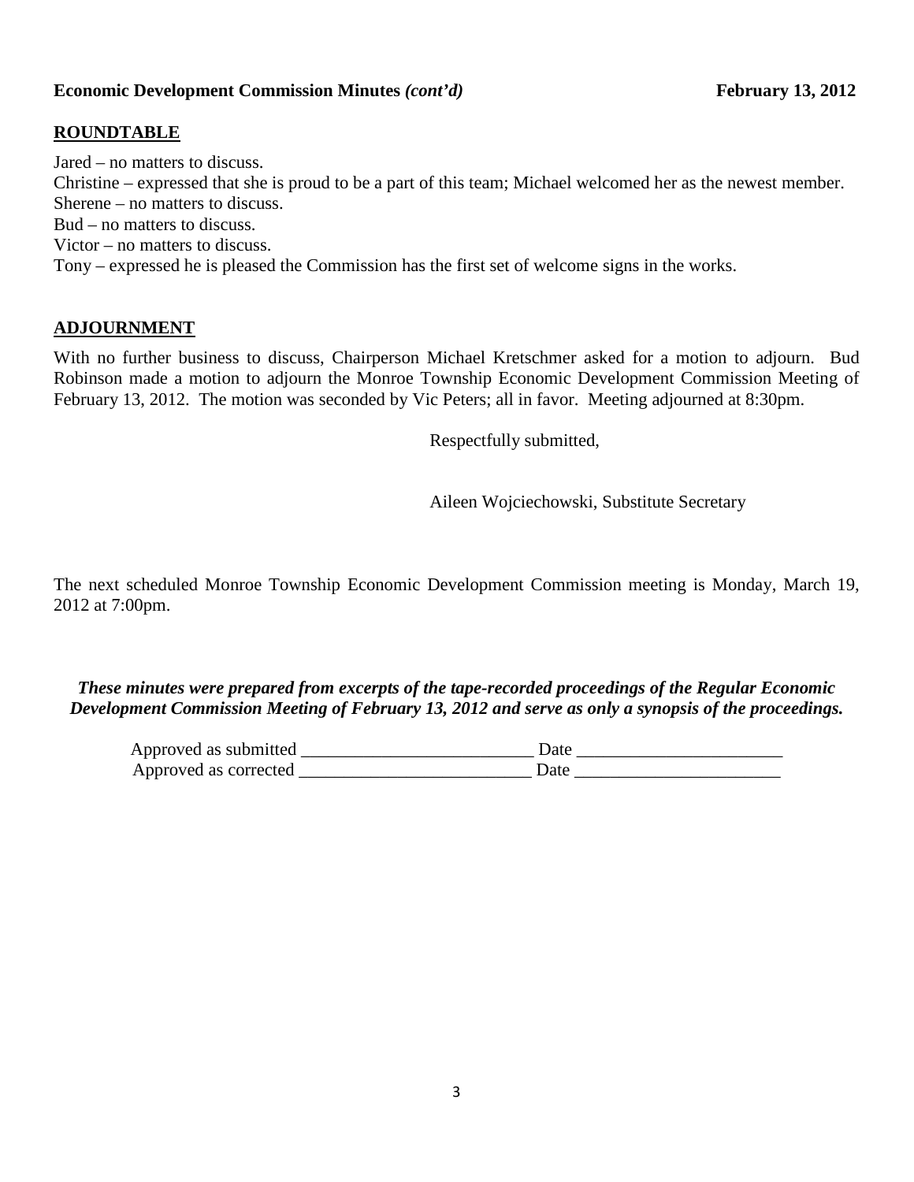## ROUNDTABLE

Jared – no matters to discuss.
Christine – expressed that she is proud to be a part of this team; Michael welcomed her as the newest member.
Sherene – no matters to discuss.
Bud – no matters to discuss.
Victor – no matters to discuss.
Tony – expressed he is pleased the Commission has the first set of welcome signs in the works.

## ADJOURNMENT

With no further business to discuss, Chairperson Michael Kretschmer asked for a motion to adjourn. Bud Robinson made a motion to adjourn the Monroe Township Economic Development Commission Meeting of February 13, 2012. The motion was seconded by Vic Peters; all in favor. Meeting adjourned at 8:30pm.

Respectfully submitted,

Aileen Wojciechowski, Substitute Secretary

The next scheduled Monroe Township Economic Development Commission meeting is Monday, March 19, 2012 at 7:00pm.

***These minutes were prepared from excerpts of the tape-recorded proceedings of the Regular Economic Development Commission Meeting of February 13, 2012 and serve as only a synopsis of the proceedings.***

Approved as submitted __________________________ Date _______________________
Approved as corrected __________________________ Date _______________________